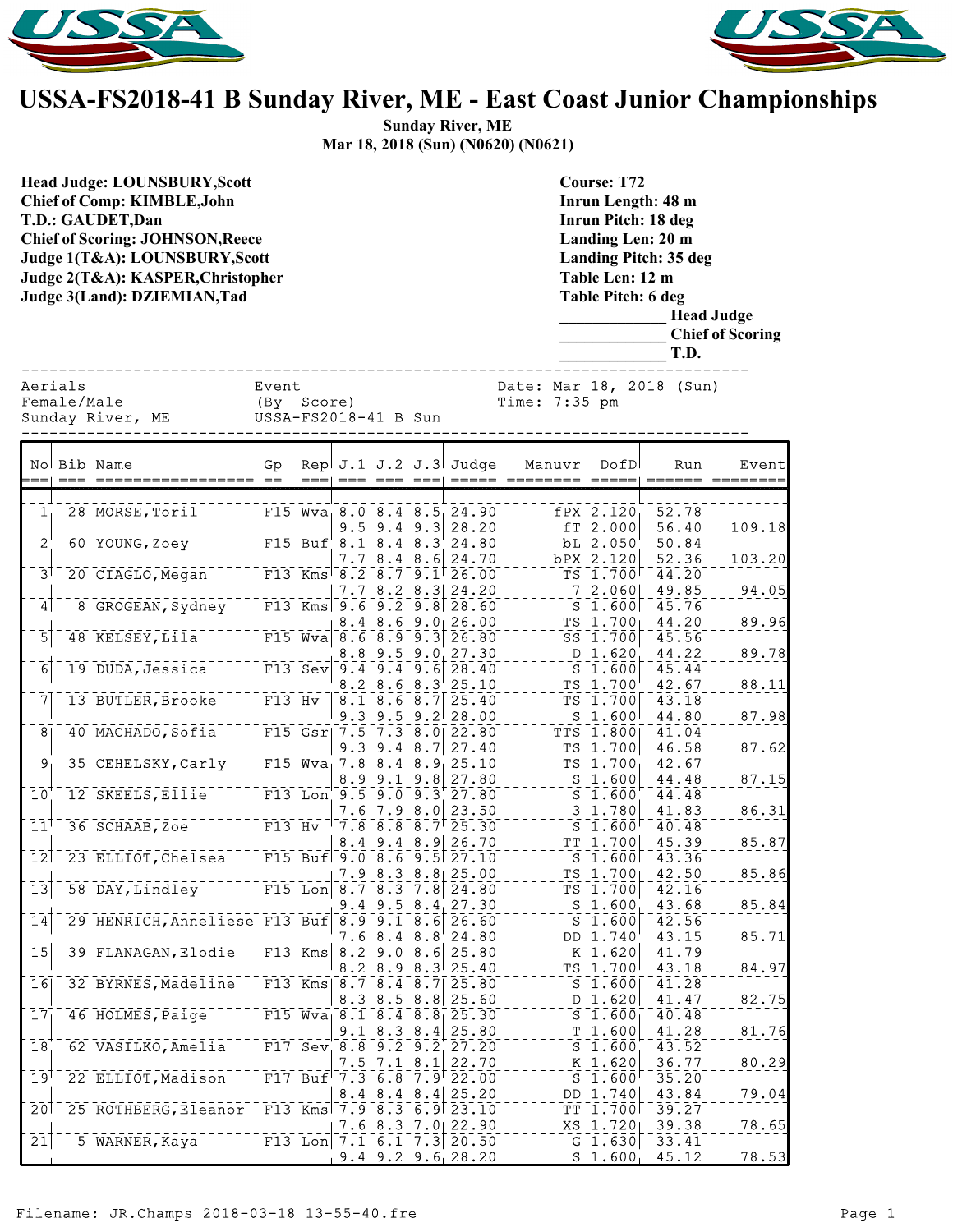# USSA-FS2018-41 B Sunday River, ME - East Coast Junior Championships

**Sunday River, ME**
**Mar 18, 2018 (Sun) (N0620) (N0621)**

**Head Judge: LOUNSBURY,Scott**
**Chief of Comp: KIMBLE,John**
**T.D.: GAUDET,Dan**
**Chief of Scoring: JOHNSON,Reece**
**Judge 1(T&A): LOUNSBURY,Scott**
**Judge 2(T&A): KASPER,Christopher**
**Judge 3(Land): DZIEMIAN,Tad**

**Course: T72**
**Inrun Length: 48 m**
**Inrun Pitch: 18 deg**
**Landing Len: 20 m**
**Landing Pitch: 35 deg**
**Table Len: 12 m**
**Table Pitch: 6 deg**
**____________ Head Judge**
**____________ Chief of Scoring**
**____________ T.D.**

Aerials — Event (By Score) — Date: Mar 18, 2018 (Sun)
Female/Male — USSA-FS2018-41 B Sun — Time: 7:35 pm
Sunday River, ME

| No | Bib | Name | Gp | Rep | J.1 | J.2 | J.3 | Judge | Manuvr | DofD | Run | Event |
|---|---|---|---|---|---|---|---|---|---|---|---|---|
| 1 | 28 | MORSE,Toril | F15 | Wva | 8.0 | 8.4 | 8.5 | 24.90 | fPX | 2.120 | 52.78 | |
| | | | | | 9.5 | 9.4 | 9.3 | 28.20 | fT | 2.000 | 56.40 | 109.18 |
| 2 | 60 | YOUNG,Zoey | F15 | Buf | 8.1 | 8.4 | 8.3 | 24.80 | bL | 2.050 | 50.84 | |
| | | | | | 7.7 | 8.4 | 8.6 | 24.70 | bPX | 2.120 | 52.36 | 103.20 |
| 3 | 20 | CIAGLO,Megan | F13 | Kms | 8.2 | 8.7 | 9.1 | 26.00 | TS | 1.700 | 44.20 | |
| | | | | | 7.7 | 8.2 | 8.3 | 24.20 | 7 | 2.060 | 49.85 | 94.05 |
| 4 | 8 | GROGEAN,Sydney | F13 | Kms | 9.6 | 9.2 | 9.8 | 28.60 | S | 1.600 | 45.76 | |
| | | | | | 8.4 | 8.6 | 9.0 | 26.00 | TS | 1.700 | 44.20 | 89.96 |
| 5 | 48 | KELSEY,Lila | F15 | Wva | 8.6 | 8.9 | 9.3 | 26.80 | SS | 1.700 | 45.56 | |
| | | | | | 8.8 | 9.5 | 9.0 | 27.30 | D | 1.620 | 44.22 | 89.78 |
| 6 | 19 | DUDA,Jessica | F13 | Sev | 9.4 | 9.4 | 9.6 | 28.40 | S | 1.600 | 45.44 | |
| | | | | | 8.2 | 8.6 | 8.3 | 25.10 | TS | 1.700 | 42.67 | 88.11 |
| 7 | 13 | BUTLER,Brooke | F13 | Hv | 8.1 | 8.6 | 8.7 | 25.40 | TS | 1.700 | 43.18 | |
| | | | | | 9.3 | 9.5 | 9.2 | 28.00 | S | 1.600 | 44.80 | 87.98 |
| 8 | 40 | MACHADO,Sofia | F15 | Gsr | 7.5 | 7.3 | 8.0 | 22.80 | TTS | 1.800 | 41.04 | |
| | | | | | 9.3 | 9.4 | 8.7 | 27.40 | TS | 1.700 | 46.58 | 87.62 |
| 9 | 35 | CEHELSKY,Carly | F15 | Wva | 7.8 | 8.4 | 8.9 | 25.10 | TS | 1.700 | 42.67 | |
| | | | | | 8.9 | 9.1 | 9.8 | 27.80 | S | 1.600 | 44.48 | 87.15 |
| 10 | 12 | SKEELS,Ellie | F13 | Lon | 9.5 | 9.0 | 9.3 | 27.80 | S | 1.600 | 44.48 | |
| | | | | | 7.6 | 7.9 | 8.0 | 23.50 | 3 | 1.780 | 41.83 | 86.31 |
| 11 | 36 | SCHAAB,Zoe | F13 | Hv | 7.8 | 8.8 | 8.7 | 25.30 | S | 1.600 | 40.48 | |
| | | | | | 8.4 | 9.4 | 8.9 | 26.70 | TT | 1.700 | 45.39 | 85.87 |
| 12 | 23 | ELLIOT,Chelsea | F15 | Buf | 9.0 | 8.6 | 9.5 | 27.10 | S | 1.600 | 43.36 | |
| | | | | | 7.9 | 8.3 | 8.8 | 25.00 | TS | 1.700 | 42.50 | 85.86 |
| 13 | 58 | DAY,Lindley | F15 | Lon | 8.7 | 8.3 | 7.8 | 24.80 | TS | 1.700 | 42.16 | |
| | | | | | 9.4 | 9.5 | 8.4 | 27.30 | S | 1.600 | 43.68 | 85.84 |
| 14 | 29 | HENRICH,Anneliese | F13 | Buf | 8.9 | 9.1 | 8.6 | 26.60 | S | 1.600 | 42.56 | |
| | | | | | 7.6 | 8.4 | 8.8 | 24.80 | DD | 1.740 | 43.15 | 85.71 |
| 15 | 39 | FLANAGAN,Elodie | F13 | Kms | 8.2 | 9.0 | 8.6 | 25.80 | K | 1.620 | 41.79 | |
| | | | | | 8.2 | 8.9 | 8.3 | 25.40 | TS | 1.700 | 43.18 | 84.97 |
| 16 | 32 | BYRNES,Madeline | F13 | Kms | 8.7 | 8.4 | 8.7 | 25.80 | S | 1.600 | 41.28 | |
| | | | | | 8.3 | 8.5 | 8.8 | 25.60 | D | 1.620 | 41.47 | 82.75 |
| 17 | 46 | HOLMES,Paige | F15 | Wva | 8.1 | 8.4 | 8.8 | 25.30 | S | 1.600 | 40.48 | |
| | | | | | 9.1 | 8.3 | 8.4 | 25.80 | T | 1.600 | 41.28 | 81.76 |
| 18 | 62 | VASILKO,Amelia | F17 | Sev | 8.8 | 9.2 | 9.2 | 27.20 | S | 1.600 | 43.52 | |
| | | | | | 7.5 | 7.1 | 8.1 | 22.70 | K | 1.620 | 36.77 | 80.29 |
| 19 | 22 | ELLIOT,Madison | F17 | Buf | 7.3 | 6.8 | 7.9 | 22.00 | S | 1.600 | 35.20 | |
| | | | | | 8.4 | 8.4 | 8.4 | 25.20 | DD | 1.740 | 43.84 | 79.04 |
| 20 | 25 | ROTHBERG,Eleanor | F13 | Kms | 7.9 | 8.3 | 6.9 | 23.10 | TT | 1.700 | 39.27 | |
| | | | | | 7.6 | 8.3 | 7.0 | 22.90 | XS | 1.720 | 39.38 | 78.65 |
| 21 | 5 | WARNER,Kaya | F13 | Lon | 7.1 | 6.1 | 7.3 | 20.50 | G | 1.630 | 33.41 | |
| | | | | | 9.4 | 9.2 | 9.6 | 28.20 | S | 1.600 | 45.12 | 78.53 |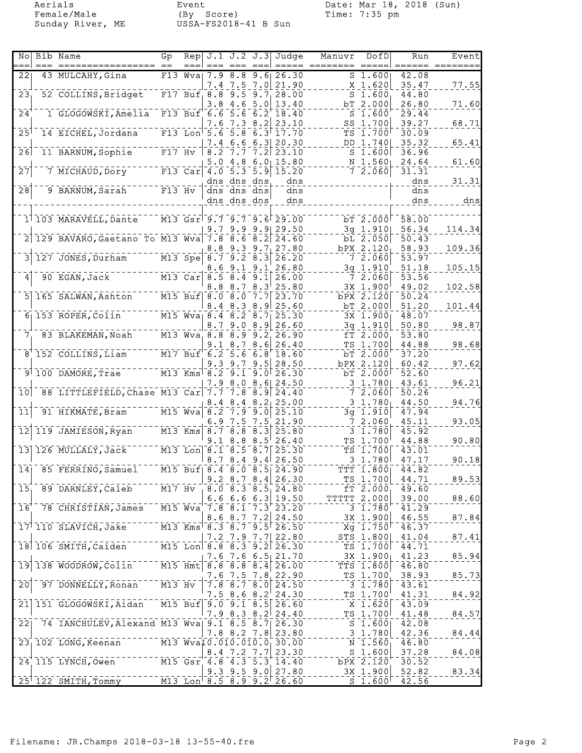Aerials
Female/Male
Sunday River, ME

Event
(By Score)
USSA-FS2018-41 B Sun

Date: Mar 18, 2018 (Sun)
Time: 7:35 pm

| No | Bib | Name | Gp | Rep | J.1 | J.2 | J.3 | Judge | Manuvr | DofD | Run | Event |
|---|---|---|---|---|---|---|---|---|---|---|---|---|
| 22 | 43 | MULCAHY, Gina | F13 | Wva | 7.9 | 8.8 | 9.6 | 26.30 | S | 1.600 | 42.08 | |
| | | | | | 7.4 | 7.5 | 7.0 | 21.90 | X | 1.620 | 35.47 | 77.55 |
| 23 | 52 | COLLINS, Bridget | F17 | Buf | 8.8 | 9.5 | 9.7 | 28.00 | S | 1.600 | 44.80 | |
| | | | | | 3.8 | 4.6 | 5.0 | 13.40 | bT | 2.000 | 26.80 | 71.60 |
| 24 | 1 | GLOGOWSKI, Amelia | F13 | Buf | 6.6 | 5.6 | 6.2 | 18.40 | S | 1.600 | 29.44 | |
| | | | | | 7.6 | 7.3 | 8.2 | 23.10 | SS | 1.700 | 39.27 | 68.71 |
| 25 | 14 | EICHEL, Jordana | F13 | Lon | 5.6 | 5.8 | 6.3 | 17.70 | TS | 1.700 | 30.09 | |
| | | | | | 7.4 | 6.6 | 6.3 | 20.30 | DD | 1.740 | 35.32 | 65.41 |
| 26 | 11 | BARNUM, Sophie | F17 | Hv | 8.2 | 7.7 | 7.2 | 23.10 | S | 1.600 | 36.96 | |
| | | | | | 5.0 | 4.8 | 6.0 | 15.80 | N | 1.560 | 24.64 | 61.60 |
| 27 | 7 | MICHAUD, Dory | F13 | Car | 4.0 | 5.3 | 5.9 | 15.20 | 7 | 2.060 | 31.31 | |
| | | | | | dns | dns | dns | dns | | | dns | 31.31 |
| 28 | 9 | BARNUM, Sarah | F13 | Hv | dns | dns | dns | dns | | | dns | |
| | | | | | dns | dns | dns | dns | | | dns | dns |
| 1 | 103 | MARAVELL, Dante | M13 | Gsr | 9.7 | 9.7 | 9.6 | 29.00 | bT | 2.000 | 58.00 | |
| | | | | | 9.7 | 9.9 | 9.9 | 29.50 | 3g | 1.910 | 56.34 | 114.34 |
| 2 | 129 | BAVARO, Gaetano To | M13 | Wva | 7.8 | 8.6 | 8.2 | 24.60 | bL | 2.050 | 50.43 | |
| | | | | | 8.8 | 9.3 | 9.7 | 27.80 | bPX | 2.120 | 58.93 | 109.36 |
| 3 | 127 | JONES, Durham | M13 | Spe | 8.7 | 9.2 | 8.3 | 26.20 | 7 | 2.060 | 53.97 | |
| | | | | | 8.6 | 9.1 | 9.1 | 26.80 | 3g | 1.910 | 51.18 | 105.15 |
| 4 | 90 | EGAN, Jack | M13 | Car | 8.5 | 8.4 | 9.1 | 26.00 | 7 | 2.060 | 53.56 | |
| | | | | | 8.8 | 8.7 | 8.3 | 25.80 | 3X | 1.900 | 49.02 | 102.58 |
| 5 | 165 | SALWAN, Ashton | M15 | Buf | 8.0 | 8.0 | 7.7 | 23.70 | bPX | 2.120 | 50.24 | |
| | | | | | 8.4 | 8.3 | 8.9 | 25.60 | bT | 2.000 | 51.20 | 101.44 |
| 6 | 153 | ROPER, Colin | M15 | Wva | 8.4 | 8.2 | 8.7 | 25.30 | 3X | 1.900 | 48.07 | |
| | | | | | 8.7 | 9.0 | 8.9 | 26.60 | 3g | 1.910 | 50.80 | 98.87 |
| 7 | 83 | BLAKEMAN, Noah | M13 | Wva | 8.8 | 8.9 | 9.2 | 26.90 | fT | 2.000 | 53.80 | |
| | | | | | 9.1 | 8.7 | 8.6 | 26.40 | TS | 1.700 | 44.88 | 98.68 |
| 8 | 152 | COLLINS, Liam | M17 | Buf | 6.2 | 5.6 | 6.8 | 18.60 | bT | 2.000 | 37.20 | |
| | | | | | 9.3 | 9.7 | 9.5 | 28.50 | bPX | 2.120 | 60.42 | 97.62 |
| 9 | 100 | DAMORE, Trae | M13 | Kms | 8.2 | 9.1 | 9.0 | 26.30 | bT | 2.000 | 52.60 | |
| | | | | | 7.9 | 8.0 | 8.6 | 24.50 | 3 | 1.780 | 43.61 | 96.21 |
| 10 | 88 | LITTLEFIELD, Chase | M13 | Car | 7.7 | 7.8 | 8.9 | 24.40 | 7 | 2.060 | 50.26 | |
| | | | | | 8.4 | 8.4 | 8.2 | 25.00 | 3 | 1.780 | 44.50 | 94.76 |
| 11 | 91 | HIKMATE, Bram | M15 | Wva | 8.2 | 7.9 | 9.0 | 25.10 | 3g | 1.910 | 47.94 | |
| | | | | | 6.9 | 7.5 | 7.5 | 21.90 | 7 | 2.060 | 45.11 | 93.05 |
| 12 | 119 | JAMIESON, Ryan | M13 | Kms | 8.7 | 8.8 | 8.3 | 25.80 | 3 | 1.780 | 45.92 | |
| | | | | | 9.1 | 8.8 | 8.5 | 26.40 | TS | 1.700 | 44.88 | 90.80 |
| 13 | 126 | MULLALY, Jack | M13 | Lon | 8.1 | 8.5 | 8.7 | 25.30 | TS | 1.700 | 43.01 | |
| | | | | | 8.7 | 8.4 | 9.4 | 26.50 | 3 | 1.780 | 47.17 | 90.18 |
| 14 | 85 | FERRINO, Samuel | M15 | Buf | 8.4 | 8.0 | 8.5 | 24.90 | TTT | 1.800 | 44.82 | |
| | | | | | 9.2 | 8.7 | 8.4 | 26.30 | TS | 1.700 | 44.71 | 89.53 |
| 15 | 89 | DARNLEY, Caleb | M17 | Hv | 8.0 | 8.3 | 8.5 | 24.80 | fT | 2.000 | 49.60 | |
| | | | | | 6.6 | 6.6 | 6.3 | 19.50 | TTTTT | 2.000 | 39.00 | 88.60 |
| 16 | 78 | CHRISTIAN, James | M15 | Wva | 7.8 | 8.1 | 7.3 | 23.20 | 3 | 1.780 | 41.29 | |
| | | | | | 8.6 | 8.7 | 7.2 | 24.50 | 3X | 1.900 | 46.55 | 87.84 |
| 17 | 110 | SLAVICH, Jake | M13 | Kms | 8.3 | 8.7 | 9.5 | 26.50 | Xg | 1.750 | 46.37 | |
| | | | | | 7.2 | 7.9 | 7.7 | 22.80 | STS | 1.800 | 41.04 | 87.41 |
| 18 | 106 | SMITH, Caiden | M15 | Lon | 8.8 | 8.3 | 9.2 | 26.30 | TS | 1.700 | 44.71 | |
| | | | | | 7.6 | 7.6 | 6.5 | 21.70 | 3X | 1.900 | 41.23 | 85.94 |
| 19 | 138 | WOODROW, Colin | M15 | Hmt | 8.8 | 8.8 | 8.4 | 26.00 | TTS | 1.800 | 46.80 | |
| | | | | | 7.6 | 7.5 | 7.8 | 22.90 | TS | 1.700 | 38.93 | 85.73 |
| 20 | 97 | DONNELLY, Ronan | M13 | Hv | 7.8 | 8.7 | 8.0 | 24.50 | 3 | 1.780 | 43.61 | |
| | | | | | 7.5 | 8.6 | 8.2 | 24.30 | TS | 1.700 | 41.31 | 84.92 |
| 21 | 151 | GLOGOWSKI, Aidan | M15 | Buf | 9.0 | 9.1 | 8.5 | 26.60 | X | 1.620 | 43.09 | |
| | | | | | 7.9 | 8.3 | 8.2 | 24.40 | TS | 1.700 | 41.48 | 84.57 |
| 22 | 74 | IANCHULEV, Alexand | M13 | Wva | 9.1 | 8.5 | 8.7 | 26.30 | S | 1.600 | 42.08 | |
| | | | | | 7.8 | 8.2 | 7.8 | 23.80 | 3 | 1.780 | 42.36 | 84.44 |
| 23 | 102 | LONG, Keenan | M13 | Wva | 10.0 | 10.0 | 10.0 | 30.00 | N | 1.560 | 46.80 | |
| | | | | | 8.4 | 7.2 | 7.7 | 23.30 | S | 1.600 | 37.28 | 84.08 |
| 24 | 115 | LYNCH, Owen | M15 | Gsr | 4.8 | 4.3 | 5.3 | 14.40 | bPX | 2.120 | 30.52 | |
| | | | | | 9.3 | 9.5 | 9.0 | 27.80 | 3X | 1.900 | 52.82 | 83.34 |
| 25 | 122 | SMITH, Tommy | M13 | Lon | 8.5 | 8.9 | 9.2 | 26.60 | S | 1.600 | 42.56 | |

Filename: JR.Champs 2018-03-18 13-55-40.fre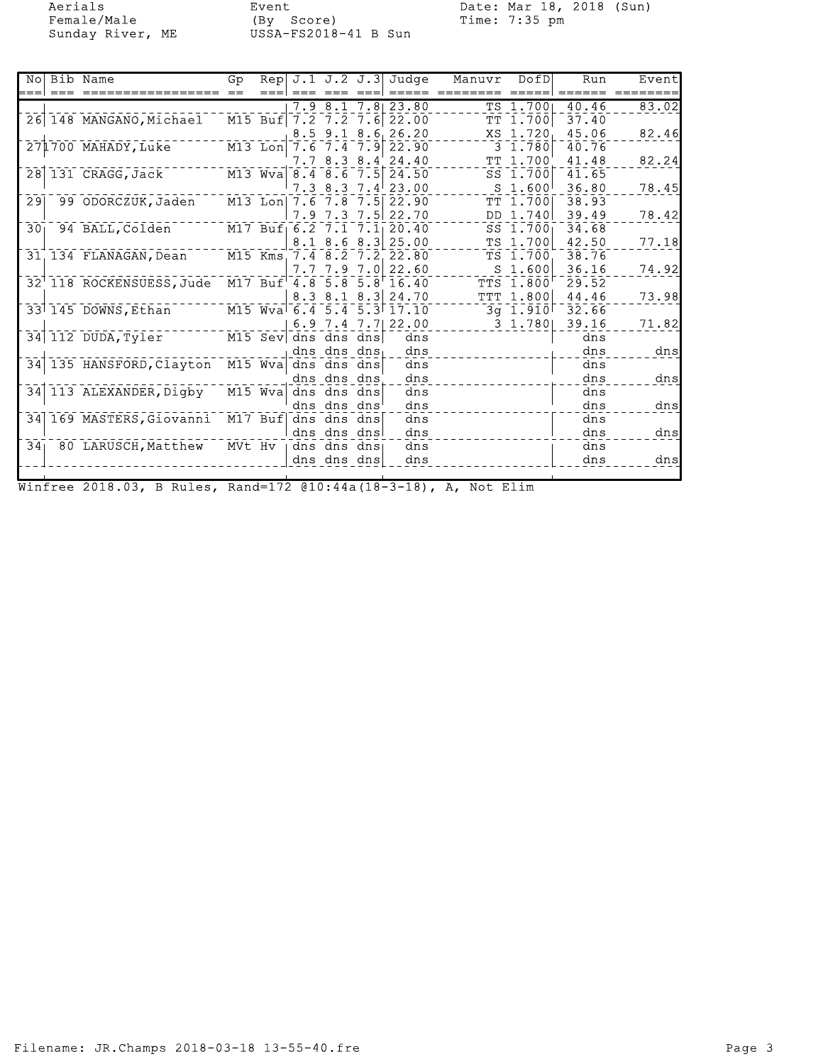Aerials
Female/Male
Sunday River, ME

Event
(By Score)
USSA-FS2018-41 B Sun

Date: Mar 18, 2018 (Sun)
Time: 7:35 pm

| No | Bib | Name | Gp | Rep | J.1 | J.2 | J.3 | Judge | Manuvr | DofD | Run | Event |
|---|---|---|---|---|---|---|---|---|---|---|---|---|
| | | | | | 7.9 | 8.1 | 7.8 | 23.80 | TS | 1.700 | 40.46 | 83.02 |
| 26 | 148 | MANGANO,Michael | M15 | Buf | 7.2 | 7.2 | 7.6 | 22.00 | TT | 1.700 | 37.40 | |
| | | | | | 8.5 | 9.1 | 8.6 | 26.20 | XS | 1.720 | 45.06 | 82.46 |
| 27 | 1700 | MAHADY,Luke | M13 | Lon | 7.6 | 7.4 | 7.9 | 22.90 | 3 | 1.780 | 40.76 | |
| | | | | | 7.7 | 8.3 | 8.4 | 24.40 | TT | 1.700 | 41.48 | 82.24 |
| 28 | 131 | CRAGG,Jack | M13 | Wva | 8.4 | 8.6 | 7.5 | 24.50 | SS | 1.700 | 41.65 | |
| | | | | | 7.3 | 8.3 | 7.4 | 23.00 | S | 1.600 | 36.80 | 78.45 |
| 29 | 99 | ODORCZUK,Jaden | M13 | Lon | 7.6 | 7.8 | 7.5 | 22.90 | TT | 1.700 | 38.93 | |
| | | | | | 7.9 | 7.3 | 7.5 | 22.70 | DD | 1.740 | 39.49 | 78.42 |
| 30 | 94 | BALL,Colden | M17 | Buf | 6.2 | 7.1 | 7.1 | 20.40 | SS | 1.700 | 34.68 | |
| | | | | | 8.1 | 8.6 | 8.3 | 25.00 | TS | 1.700 | 42.50 | 77.18 |
| 31 | 134 | FLANAGAN,Dean | M15 | Kms | 7.4 | 8.2 | 7.2 | 22.80 | TS | 1.700 | 38.76 | |
| | | | | | 7.7 | 7.9 | 7.0 | 22.60 | S | 1.600 | 36.16 | 74.92 |
| 32 | 118 | ROCKENSUESS,Jude | M17 | Buf | 4.8 | 5.8 | 5.8 | 16.40 | TTS | 1.800 | 29.52 | |
| | | | | | 8.3 | 8.1 | 8.3 | 24.70 | TTT | 1.800 | 44.46 | 73.98 |
| 33 | 145 | DOWNS,Ethan | M15 | Wva | 6.4 | 5.4 | 5.3 | 17.10 | 3g | 1.910 | 32.66 | |
| | | | | | 6.9 | 7.4 | 7.7 | 22.00 | 3 | 1.780 | 39.16 | 71.82 |
| 34 | 112 | DUDA,Tyler | M15 | Sev | dns | dns | dns | dns | | | dns | |
| | | | | | dns | dns | dns | dns | | | dns | dns |
| 34 | 135 | HANSFORD,Clayton | M15 | Wva | dns | dns | dns | dns | | | dns | |
| | | | | | dns | dns | dns | dns | | | dns | dns |
| 34 | 113 | ALEXANDER,Digby | M15 | Wva | dns | dns | dns | dns | | | dns | |
| | | | | | dns | dns | dns | dns | | | dns | dns |
| 34 | 169 | MASTERS,Giovanni | M17 | Buf | dns | dns | dns | dns | | | dns | |
| | | | | | dns | dns | dns | dns | | | dns | dns |
| 34 | 80 | LARUSCH,Matthew | MVt | Hv | dns | dns | dns | dns | | | dns | |
| | | | | | dns | dns | dns | dns | | | dns | dns |

Winfree 2018.03, B Rules, Rand=172 @10:44a(18-3-18), A, Not Elim

Filename: JR.Champs 2018-03-18 13-55-40.fre